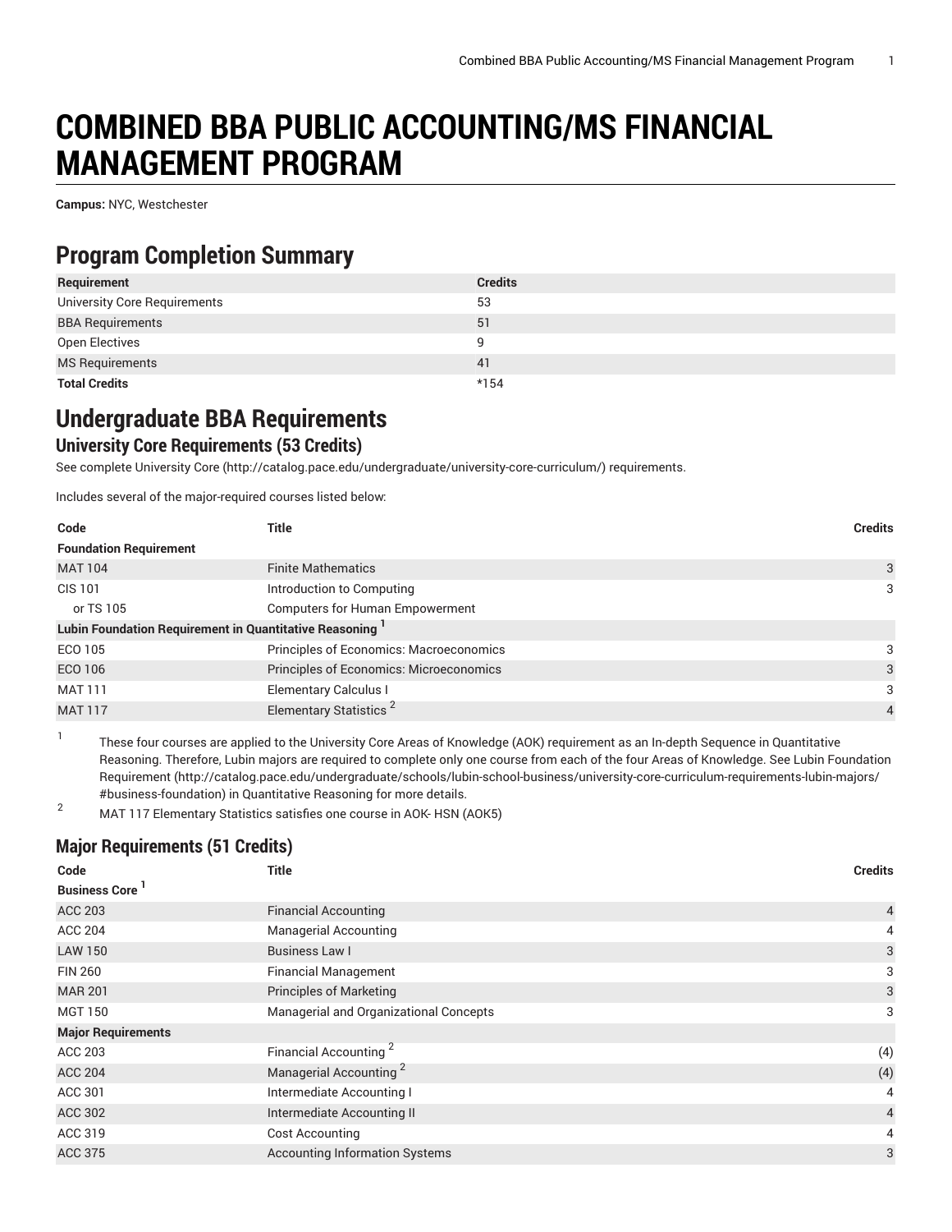# COMBINED BBA PUBLIC ACCOUNTING/MS FINANCIAL MANAGEMENT PROGRAM

**Campus:** NYC, Westchester

## Program Completion Summary

| Requirement | Credits |
| --- | --- |
| University Core Requirements | 53 |
| BBA Requirements | 51 |
| Open Electives | 9 |
| MS Requirements | 41 |
| **Total Credits** | *154 |

## Undergraduate BBA Requirements

### University Core Requirements (53 Credits)

See complete University Core (http://catalog.pace.edu/undergraduate/university-core-curriculum/) requirements.

Includes several of the major-required courses listed below:

| Code | Title | Credits |
| --- | --- | --- |
| **Foundation Requirement** | | |
| MAT 104 | Finite Mathematics | 3 |
| CIS 101 | Introduction to Computing | 3 |
| or TS 105 | Computers for Human Empowerment | |
| **Lubin Foundation Requirement in Quantitative Reasoning [1]** | | |
| ECO 105 | Principles of Economics: Macroeconomics | 3 |
| ECO 106 | Principles of Economics: Microeconomics | 3 |
| MAT 111 | Elementary Calculus I | 3 |
| MAT 117 | Elementary Statistics [2] | 4 |

1. These four courses are applied to the University Core Areas of Knowledge (AOK) requirement as an In-depth Sequence in Quantitative Reasoning. Therefore, Lubin majors are required to complete only one course from each of the four Areas of Knowledge. See Lubin Foundation Requirement (http://catalog.pace.edu/undergraduate/schools/lubin-school-business/university-core-curriculum-requirements-lubin-majors/#business-foundation) in Quantitative Reasoning for more details.
2. MAT 117 Elementary Statistics satisfies one course in AOK- HSN (AOK5)

### Major Requirements (51 Credits)

| Code | Title | Credits |
| --- | --- | --- |
| **Business Core [1]** | | |
| ACC 203 | Financial Accounting | 4 |
| ACC 204 | Managerial Accounting | 4 |
| LAW 150 | Business Law I | 3 |
| FIN 260 | Financial Management | 3 |
| MAR 201 | Principles of Marketing | 3 |
| MGT 150 | Managerial and Organizational Concepts | 3 |
| **Major Requirements** | | |
| ACC 203 | Financial Accounting [2] | (4) |
| ACC 204 | Managerial Accounting [2] | (4) |
| ACC 301 | Intermediate Accounting I | 4 |
| ACC 302 | Intermediate Accounting II | 4 |
| ACC 319 | Cost Accounting | 4 |
| ACC 375 | Accounting Information Systems | 3 |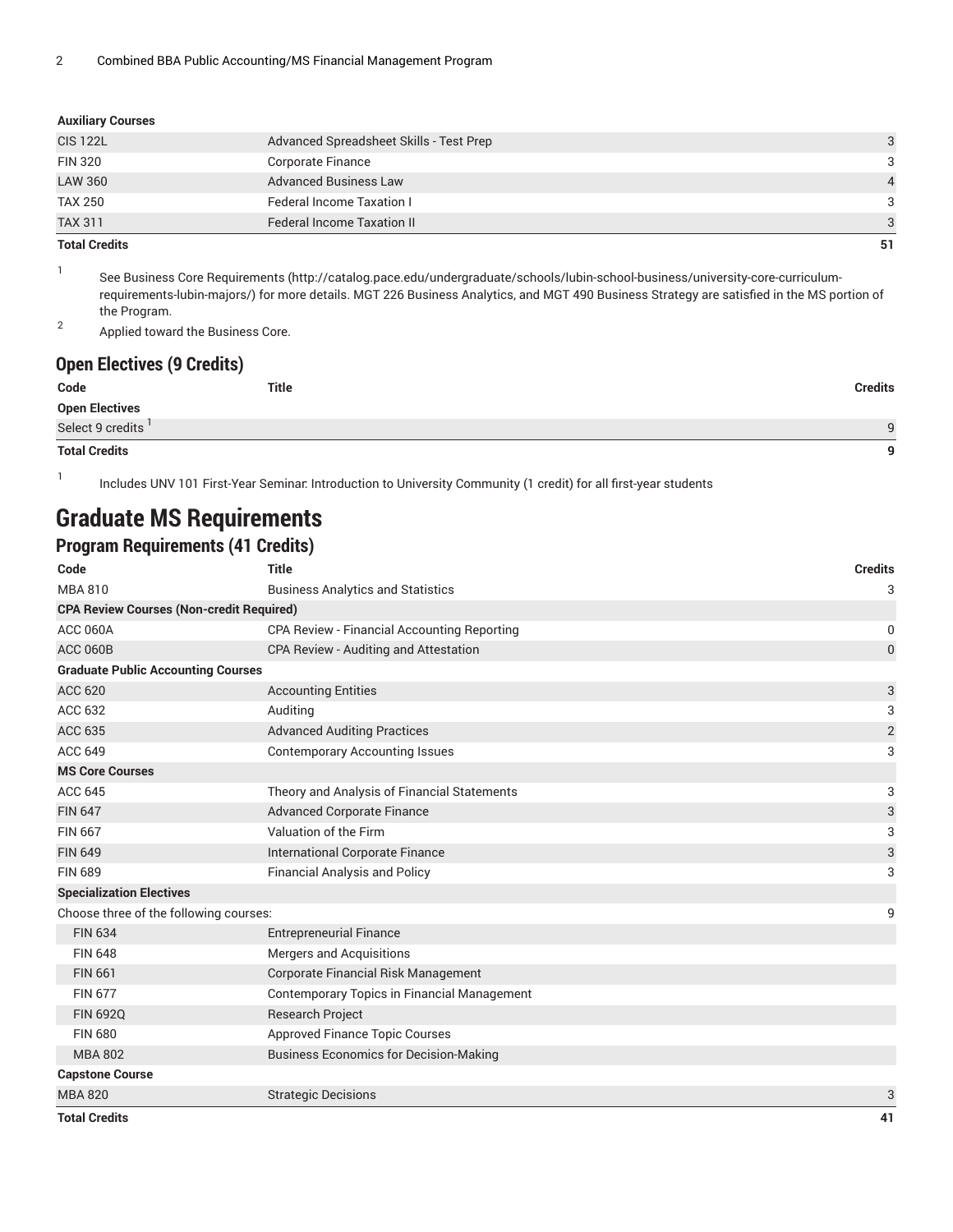| | | |
|---|---|---|
| **Auxiliary Courses** | | |
| CIS 122L | Advanced Spreadsheet Skills - Test Prep | 3 |
| FIN 320 | Corporate Finance | 3 |
| LAW 360 | Advanced Business Law | 4 |
| TAX 250 | Federal Income Taxation I | 3 |
| TAX 311 | Federal Income Taxation II | 3 |
| **Total Credits** | | **51** |

1 See Business Core Requirements (http://catalog.pace.edu/undergraduate/schools/lubin-school-business/university-core-curriculum-requirements-lubin-majors/) for more details. MGT 226 Business Analytics, and MGT 490 Business Strategy are satisfied in the MS portion of the Program.

2 Applied toward the Business Core.

### Open Electives (9 Credits)

| Code | Title | Credits |
|---|---|---|
| **Open Electives** | | |
| Select 9 credits [1] | | 9 |
| **Total Credits** | | **9** |

1 Includes UNV 101 First-Year Seminar: Introduction to University Community (1 credit) for all first-year students

# Graduate MS Requirements

### Program Requirements (41 Credits)

| Code | Title | Credits |
|---|---|---|
| MBA 810 | Business Analytics and Statistics | 3 |
| **CPA Review Courses (Non-credit Required)** | | |
| ACC 060A | CPA Review - Financial Accounting Reporting | 0 |
| ACC 060B | CPA Review - Auditing and Attestation | 0 |
| **Graduate Public Accounting Courses** | | |
| ACC 620 | Accounting Entities | 3 |
| ACC 632 | Auditing | 3 |
| ACC 635 | Advanced Auditing Practices | 2 |
| ACC 649 | Contemporary Accounting Issues | 3 |
| **MS Core Courses** | | |
| ACC 645 | Theory and Analysis of Financial Statements | 3 |
| FIN 647 | Advanced Corporate Finance | 3 |
| FIN 667 | Valuation of the Firm | 3 |
| FIN 649 | International Corporate Finance | 3 |
| FIN 689 | Financial Analysis and Policy | 3 |
| **Specialization Electives** | | |
| Choose three of the following courses: | | 9 |
| FIN 634 | Entrepreneurial Finance | |
| FIN 648 | Mergers and Acquisitions | |
| FIN 661 | Corporate Financial Risk Management | |
| FIN 677 | Contemporary Topics in Financial Management | |
| FIN 692Q | Research Project | |
| FIN 680 | Approved Finance Topic Courses | |
| MBA 802 | Business Economics for Decision-Making | |
| **Capstone Course** | | |
| MBA 820 | Strategic Decisions | 3 |
| **Total Credits** | | **41** |